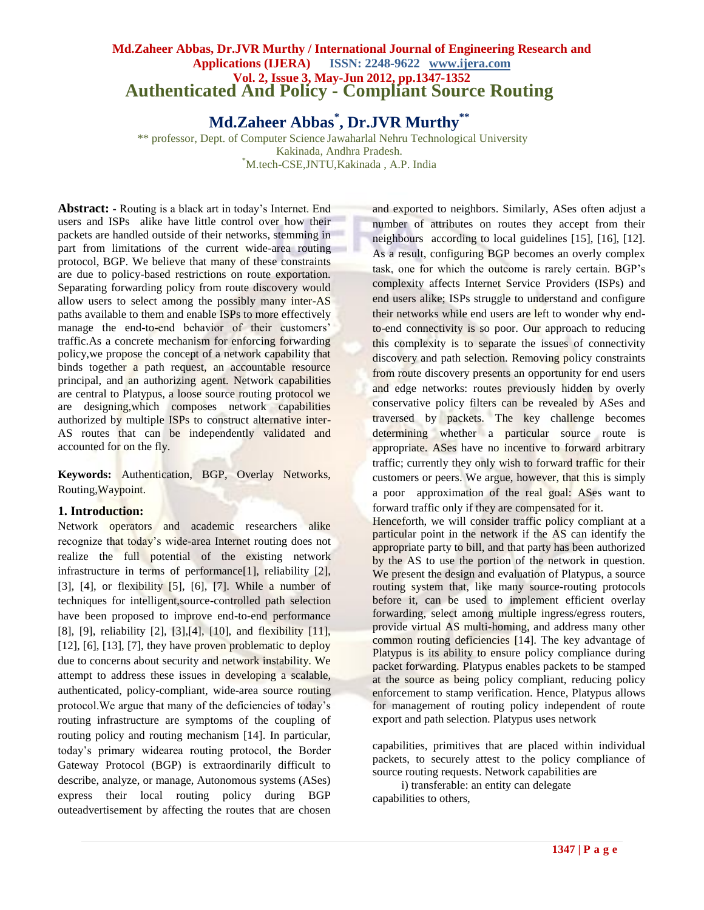# Authenticated And Policy - Compliant Source Routing

## Md.Zaheer Abbas[*], Dr.JVR Murthy[**]

** professor, Dept. of Computer Science Jawaharlal Nehru Technological University Kakinada, Andhra Pradesh.
[*]M.tech-CSE,JNTU,Kakinada , A.P. India

**Abstract:** - Routing is a black art in today's Internet. End users and ISPs alike have little control over how their packets are handled outside of their networks, stemming in part from limitations of the current wide-area routing protocol, BGP. We believe that many of these constraints are due to policy-based restrictions on route exportation. Separating forwarding policy from route discovery would allow users to select among the possibly many inter-AS paths available to them and enable ISPs to more effectively manage the end-to-end behavior of their customers' traffic.As a concrete mechanism for enforcing forwarding policy,we propose the concept of a network capability that binds together a path request, an accountable resource principal, and an authorizing agent. Network capabilities are central to Platypus, a loose source routing protocol we are designing,which composes network capabilities authorized by multiple ISPs to construct alternative inter-AS routes that can be independently validated and accounted for on the fly.

**Keywords:** Authentication, BGP, Overlay Networks, Routing,Waypoint.

## 1. Introduction:

Network operators and academic researchers alike recognize that today's wide-area Internet routing does not realize the full potential of the existing network infrastructure in terms of performance[1], reliability [2], [3], [4], or flexibility [5], [6], [7]. While a number of techniques for intelligent,source-controlled path selection have been proposed to improve end-to-end performance [8], [9], reliability [2], [3],[4], [10], and flexibility [11], [12], [6], [13], [7], they have proven problematic to deploy due to concerns about security and network instability. We attempt to address these issues in developing a scalable, authenticated, policy-compliant, wide-area source routing protocol.We argue that many of the deficiencies of today's routing infrastructure are symptoms of the coupling of routing policy and routing mechanism [14]. In particular, today's primary widearea routing protocol, the Border Gateway Protocol (BGP) is extraordinarily difficult to describe, analyze, or manage, Autonomous systems (ASes) express their local routing policy during BGP outeadvertisement by affecting the routes that are chosen and exported to neighbors. Similarly, ASes often adjust a number of attributes on routes they accept from their neighbours according to local guidelines [15], [16], [12]. As a result, configuring BGP becomes an overly complex task, one for which the outcome is rarely certain. BGP's complexity affects Internet Service Providers (ISPs) and end users alike; ISPs struggle to understand and configure their networks while end users are left to wonder why end-to-end connectivity is so poor. Our approach to reducing this complexity is to separate the issues of connectivity discovery and path selection. Removing policy constraints from route discovery presents an opportunity for end users and edge networks: routes previously hidden by overly conservative policy filters can be revealed by ASes and traversed by packets. The key challenge becomes determining whether a particular source route is appropriate. ASes have no incentive to forward arbitrary traffic; currently they only wish to forward traffic for their customers or peers. We argue, however, that this is simply a poor approximation of the real goal: ASes want to forward traffic only if they are compensated for it.

Henceforth, we will consider traffic policy compliant at a particular point in the network if the AS can identify the appropriate party to bill, and that party has been authorized by the AS to use the portion of the network in question. We present the design and evaluation of Platypus, a source routing system that, like many source-routing protocols before it, can be used to implement efficient overlay forwarding, select among multiple ingress/egress routers, provide virtual AS multi-homing, and address many other common routing deficiencies [14]. The key advantage of Platypus is its ability to ensure policy compliance during packet forwarding. Platypus enables packets to be stamped at the source as being policy compliant, reducing policy enforcement to stamp verification. Hence, Platypus allows for management of routing policy independent of route export and path selection. Platypus uses network capabilities, primitives that are placed within individual packets, to securely attest to the policy compliance of source routing requests. Network capabilities are

i) transferable: an entity can delegate capabilities to others,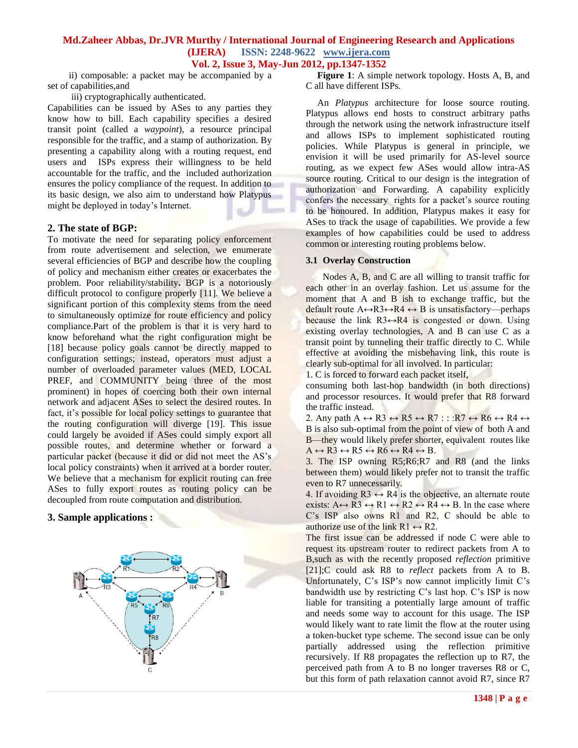ii) composable: a packet may be accompanied by a set of capabilities,and

iii) cryptographically authenticated.

Capabilities can be issued by ASes to any parties they know how to bill. Each capability specifies a desired transit point (called a *waypoint*), a resource principal responsible for the traffic, and a stamp of authorization. By presenting a capability along with a routing request, end users and ISPs express their willingness to be held accountable for the traffic, and the included authorization ensures the policy compliance of the request. In addition to its basic design, we also aim to understand how Platypus might be deployed in today's Internet.

## 2. The state of BGP:

To motivate the need for separating policy enforcement from route advertisement and selection, we enumerate several efficiencies of BGP and describe how the coupling of policy and mechanism either creates or exacerbates the problem. Poor reliability/stability**.** BGP is a notoriously difficult protocol to configure properly [11]. We believe a significant portion of this complexity stems from the need to simultaneously optimize for route efficiency and policy compliance.Part of the problem is that it is very hard to know beforehand what the right configuration might be [18] because policy goals cannot be directly mapped to configuration settings; instead, operators must adjust a number of overloaded parameter values (MED, LOCAL PREF, and COMMUNITY being three of the most prominent) in hopes of coercing both their own internal network and adjacent ASes to select the desired routes. In fact, it's possible for local policy settings to guarantee that the routing configuration will diverge [19]. This issue could largely be avoided if ASes could simply export all possible routes, and determine whether or forward a particular packet (because it did or did not meet the AS's local policy constraints) when it arrived at a border router. We believe that a mechanism for explicit routing can free ASes to fully export routes as routing policy can be decoupled from route computation and distribution.

## 3. Sample applications :

**Figure 1**: A simple network topology. Hosts A, B, and C all have different ISPs.

An *Platypus* architecture for loose source routing. Platypus allows end hosts to construct arbitrary paths through the network using the network infrastructure itself and allows ISPs to implement sophisticated routing policies. While Platypus is general in principle, we envision it will be used primarily for AS-level source routing, as we expect few ASes would allow intra-AS source routing. Critical to our design is the integration of authorization and Forwarding. A capability explicitly confers the necessary rights for a packet's source routing to be honoured. In addition, Platypus makes it easy for ASes to track the usage of capabilities. We provide a few examples of how capabilities could be used to address common or interesting routing problems below.

### 3.1 Overlay Construction

Nodes A, B, and C are all willing to transit traffic for each other in an overlay fashion. Let us assume for the moment that A and B ish to exchange traffic, but the default route A↔R3↔R4 ↔ B is unsatisfactory—perhaps because the link R3↔R4 is congested or down. Using existing overlay technologies, A and B can use C as a transit point by tunneling their traffic directly to C. While effective at avoiding the misbehaving link, this route is clearly sub-optimal for all involved. In particular:

1. C is forced to forward each packet itself, consuming both last-hop bandwidth (in both directions) and processor resources. It would prefer that R8 forward the traffic instead.
2. Any path A ↔ R3 ↔ R5 ↔ R7 : : :R7 ↔ R6 ↔ R4 ↔ B is also sub-optimal from the point of view of both A and B—they would likely prefer shorter, equivalent routes like A ↔ R3 ↔ R5 ↔ R6 ↔ R4 ↔ B.
3. The ISP owning R5;R6;R7 and R8 (and the links between them) would likely prefer not to transit the traffic even to R7 unnecessarily.
4. If avoiding R3 ↔ R4 is the objective, an alternate route exists: A↔ R3 ↔ R1 ↔ R2 ↔ R4 ↔ B. In the case where C's ISP also owns R1 and R2, C should be able to authorize use of the link R1 ↔ R2.

The first issue can be addressed if node C were able to request its upstream router to redirect packets from A to B,such as with the recently proposed *reflection* primitive [21];C could ask R8 to *reflect* packets from A to B. Unfortunately, C's ISP's now cannot implicitly limit C's bandwidth use by restricting C's last hop. C's ISP is now liable for transiting a potentially large amount of traffic and needs some way to account for this usage. The ISP would likely want to rate limit the flow at the router using a token-bucket type scheme. The second issue can be only partially addressed using the reflection primitive recursively. If R8 propagates the reflection up to R7, the perceived path from A to B no longer traverses R8 or C, but this form of path relaxation cannot avoid R7, since R7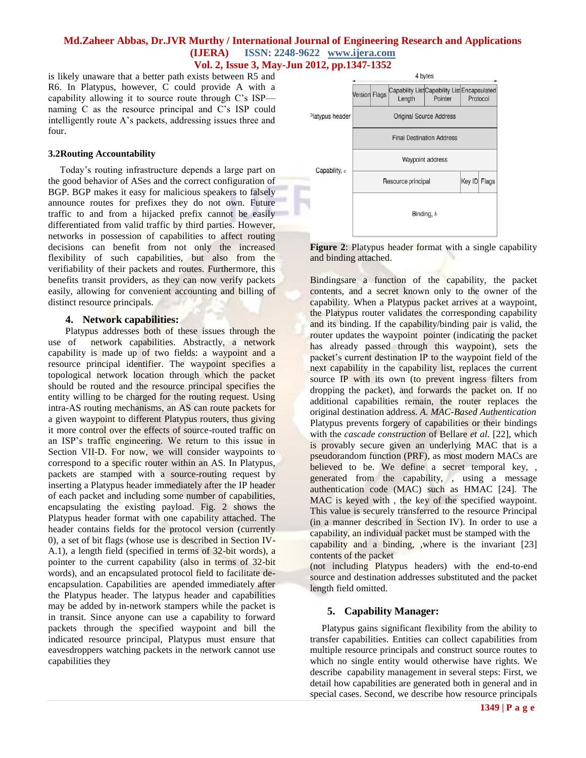is likely unaware that a better path exists between R5 and R6. In Platypus, however, C could provide A with a capability allowing it to source route through C's ISP—naming C as the resource principal and C's ISP could intelligently route A's packets, addressing issues three and four.

### 3.2Routing Accountability

Today's routing infrastructure depends a large part on the good behavior of ASes and the correct configuration of BGP. BGP makes it easy for malicious speakers to falsely announce routes for prefixes they do not own. Future traffic to and from a hijacked prefix cannot be easily differentiated from valid traffic by third parties. However, networks in possession of capabilities to affect routing decisions can benefit from not only the increased flexibility of such capabilities, but also from the verifiability of their packets and routes. Furthermore, this benefits transit providers, as they can now verify packets easily, allowing for convenient accounting and billing of distinct resource principals.

## 4. Network capabilities:

Platypus addresses both of these issues through the use of network capabilities. Abstractly, a network capability is made up of two fields: a waypoint and a resource principal identifier. The waypoint specifies a topological network location through which the packet should be routed and the resource principal specifies the entity willing to be charged for the routing request. Using intra-AS routing mechanisms, an AS can route packets for a given waypoint to different Platypus routers, thus giving it more control over the effects of source-routed traffic on an ISP's traffic engineering. We return to this issue in Section VII-D. For now, we will consider waypoints to correspond to a specific router within an AS. In Platypus, packets are stamped with a source-routing request by inserting a Platypus header immediately after the IP header of each packet and including some number of capabilities, encapsulating the existing payload. Fig. 2 shows the Platypus header format with one capability attached. The header contains fields for the protocol version (currently 0), a set of bit flags (whose use is described in Section IV-A.1), a length field (specified in terms of 32-bit words), a pointer to the current capability (also in terms of 32-bit words), and an encapsulated protocol field to facilitate de-encapsulation. Capabilities are apended immediately after the Platypus header. The latypus header and capabilities may be added by in-network stampers while the packet is in transit. Since anyone can use a capability to forward packets through the specified waypoint and bill the indicated resource principal, Platypus must ensure that eavesdroppers watching packets in the network cannot use capabilities they

| 4 bytes | | | | | | |
|---|---|---|---|---|---|---|
| Platypus header | Version | Flags | Capability List Length | Capability List Pointer | Encapsulated Protocol | |
| | Original Source Address | | | | | |
| | Final Destination Address | | | | | |
| Capability, c | Waypoint address | | | | | |
| | Resource principal | | | | Key ID | Flags |
| | Binding, b | | | | | |

**Figure 2**: Platypus header format with a single capability and binding attached.

Bindingsare a function of the capability, the packet contents, and a secret known only to the owner of the capability. When a Platypus packet arrives at a waypoint, the Platypus router validates the corresponding capability and its binding. If the capability/binding pair is valid, the router updates the waypoint pointer (indicating the packet has already passed through this waypoint), sets the packet's current destination IP to the waypoint field of the next capability in the capability list, replaces the current source IP with its own (to prevent ingress filters from dropping the packet), and forwards the packet on. If no additional capabilities remain, the router replaces the original destination address. *A. MAC-Based Authentication* Platypus prevents forgery of capabilities or their bindings with the *cascade construction* of Bellare *et al.* [22], which is provably secure given an underlying MAC that is a pseudorandom function (PRF), as most modern MACs are believed to be. We define a secret temporal key, , generated from the capability, , using a message authentication code (MAC) such as HMAC [24]. The MAC is keyed with , the key of the specified waypoint. This value is securely transferred to the resource Principal (in a manner described in Section IV). In order to use a capability, an individual packet must be stamped with the capability and a binding, ,where is the invariant [23] contents of the packet (not including Platypus headers) with the end-to-end source and destination addresses substituted and the packet length field omitted.

## 5. Capability Manager:

Platypus gains significant flexibility from the ability to transfer capabilities. Entities can collect capabilities from multiple resource principals and construct source routes to which no single entity would otherwise have rights. We describe capability management in several steps: First, we detail how capabilities are generated both in general and in special cases. Second, we describe how resource principals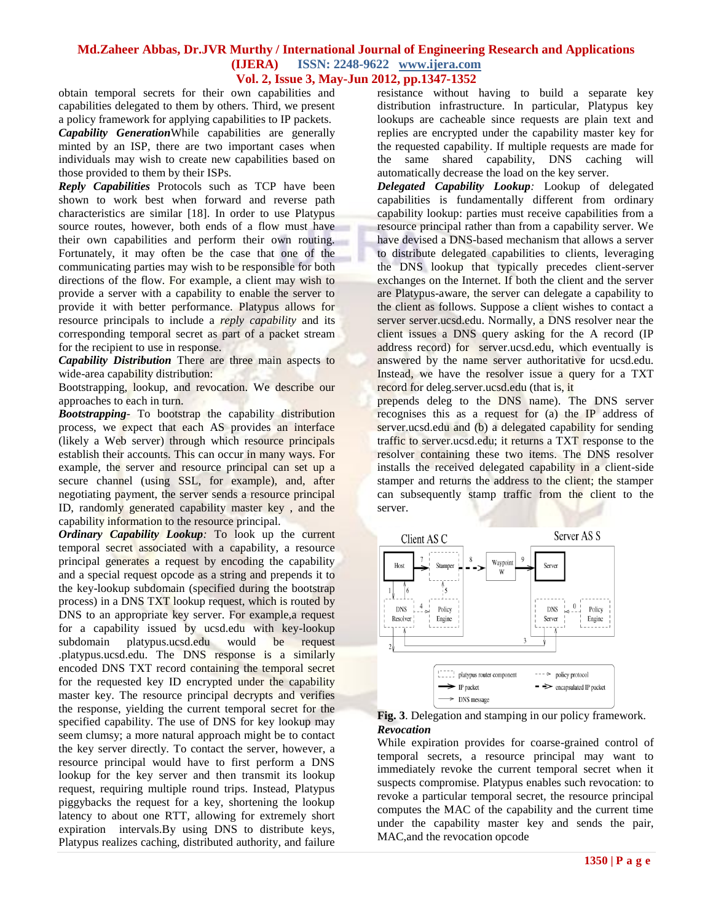obtain temporal secrets for their own capabilities and capabilities delegated to them by others. Third, we present a policy framework for applying capabilities to IP packets.

***Capability Generation***While capabilities are generally minted by an ISP, there are two important cases when individuals may wish to create new capabilities based on those provided to them by their ISPs.

***Reply Capabilities*** Protocols such as TCP have been shown to work best when forward and reverse path characteristics are similar [18]. In order to use Platypus source routes, however, both ends of a flow must have their own capabilities and perform their own routing. Fortunately, it may often be the case that one of the communicating parties may wish to be responsible for both directions of the flow. For example, a client may wish to provide a server with a capability to enable the server to provide it with better performance. Platypus allows for resource principals to include a *reply capability* and its corresponding temporal secret as part of a packet stream for the recipient to use in response.

***Capability Distribution*** There are three main aspects to wide-area capability distribution:

Bootstrapping, lookup, and revocation. We describe our approaches to each in turn.

***Bootstrapping***- To bootstrap the capability distribution process, we expect that each AS provides an interface (likely a Web server) through which resource principals establish their accounts. This can occur in many ways. For example, the server and resource principal can set up a secure channel (using SSL, for example), and, after negotiating payment, the server sends a resource principal ID, randomly generated capability master key , and the capability information to the resource principal.

***Ordinary Capability Lookup:*** To look up the current temporal secret associated with a capability, a resource principal generates a request by encoding the capability and a special request opcode as a string and prepends it to the key-lookup subdomain (specified during the bootstrap process) in a DNS TXT lookup request, which is routed by DNS to an appropriate key server. For example,a request for a capability issued by ucsd.edu with key-lookup subdomain platypus.ucsd.edu would be request .platypus.ucsd.edu. The DNS response is a similarly encoded DNS TXT record containing the temporal secret for the requested key ID encrypted under the capability master key. The resource principal decrypts and verifies the response, yielding the current temporal secret for the specified capability. The use of DNS for key lookup may seem clumsy; a more natural approach might be to contact the key server directly. To contact the server, however, a resource principal would have to first perform a DNS lookup for the key server and then transmit its lookup request, requiring multiple round trips. Instead, Platypus piggybacks the request for a key, shortening the lookup latency to about one RTT, allowing for extremely short expiration intervals.By using DNS to distribute keys, Platypus realizes caching, distributed authority, and failure resistance without having to build a separate key distribution infrastructure. In particular, Platypus key lookups are cacheable since requests are plain text and replies are encrypted under the capability master key for the requested capability. If multiple requests are made for the same shared capability, DNS caching will automatically decrease the load on the key server.

***Delegated Capability Lookup:*** Lookup of delegated capabilities is fundamentally different from ordinary capability lookup: parties must receive capabilities from a resource principal rather than from a capability server. We have devised a DNS-based mechanism that allows a server to distribute delegated capabilities to clients, leveraging the DNS lookup that typically precedes client-server exchanges on the Internet. If both the client and the server are Platypus-aware, the server can delegate a capability to the client as follows. Suppose a client wishes to contact a server server.ucsd.edu. Normally, a DNS resolver near the client issues a DNS query asking for the A record (IP address record) for server.ucsd.edu, which eventually is answered by the name server authoritative for ucsd.edu. Instead, we have the resolver issue a query for a TXT record for deleg.server.ucsd.edu (that is, it

prepends deleg to the DNS name). The DNS server recognises this as a request for (a) the IP address of server.ucsd.edu and (b) a delegated capability for sending traffic to server.ucsd.edu; it returns a TXT response to the resolver containing these two items. The DNS resolver installs the received delegated capability in a client-side stamper and returns the address to the client; the stamper can subsequently stamp traffic from the client to the server.

Client AS C
Server AS S
Host
Stamper
Waypoint W
Server
DNS Resolver
Policy Engine
DNS Server
Policy Engine
1 2 3 4 5 6 7 8 9 0
platypus router component
IP packet
DNS message
policy protocol
encapsulated IP packet

**Fig. 3**. Delegation and stamping in our policy framework.

***Revocation***

While expiration provides for coarse-grained control of temporal secrets, a resource principal may want to immediately revoke the current temporal secret when it suspects compromise. Platypus enables such revocation: to revoke a particular temporal secret, the resource principal computes the MAC of the capability and the current time under the capability master key and sends the pair, MAC,and the revocation opcode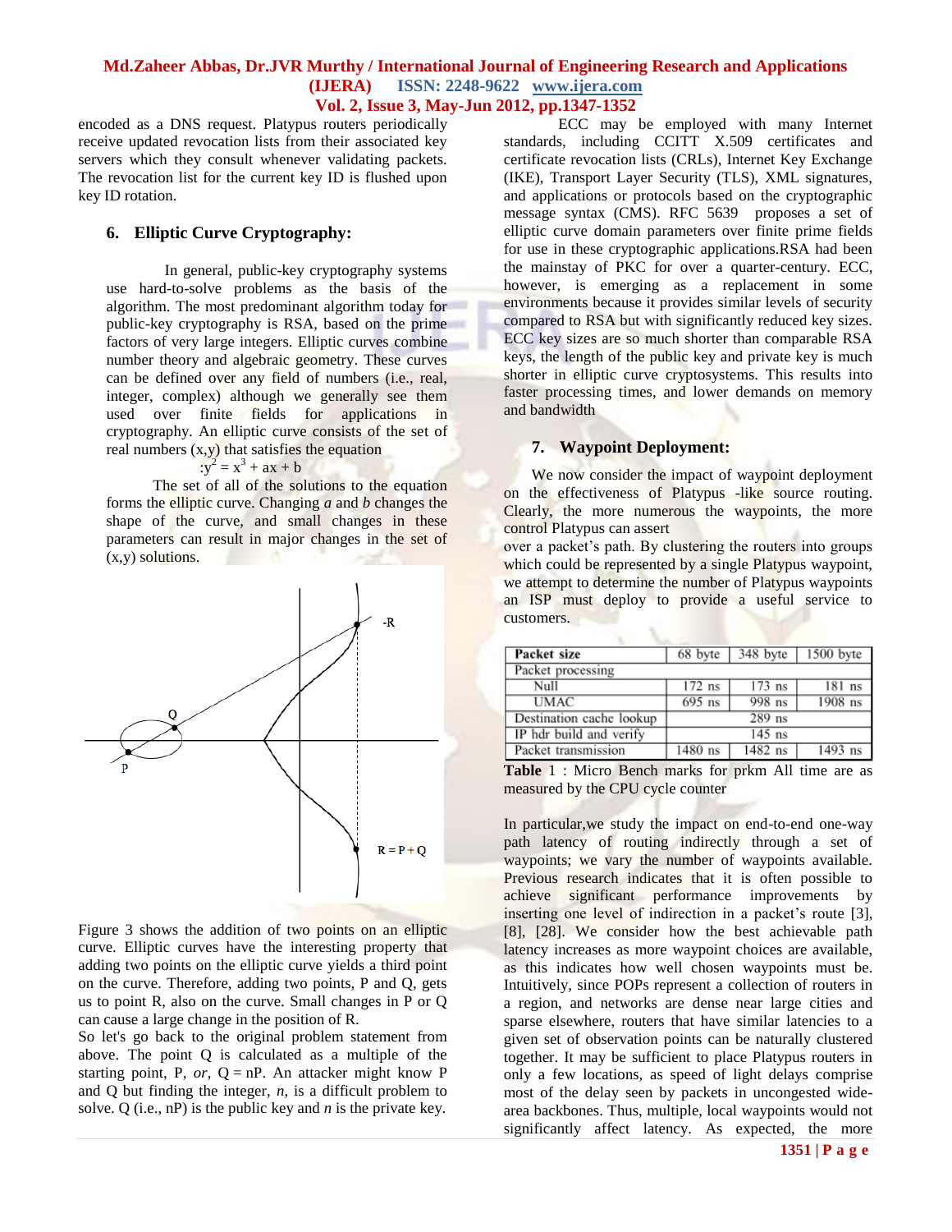encoded as a DNS request. Platypus routers periodically receive updated revocation lists from their associated key servers which they consult whenever validating packets. The revocation list for the current key ID is flushed upon key ID rotation.

## 6. Elliptic Curve Cryptography:

In general, public-key cryptography systems use hard-to-solve problems as the basis of the algorithm. The most predominant algorithm today for public-key cryptography is RSA, based on the prime factors of very large integers. Elliptic curves combine number theory and algebraic geometry. These curves can be defined over any field of numbers (i.e., real, integer, complex) although we generally see them used over finite fields for applications in cryptography. An elliptic curve consists of the set of real numbers (x,y) that satisfies the equation

$$:y^2 = x^3 + ax + b$$

The set of all of the solutions to the equation forms the elliptic curve. Changing *a* and *b* changes the shape of the curve, and small changes in these parameters can result in major changes in the set of (x,y) solutions.

Figure 3 shows the addition of two points on an elliptic curve. Elliptic curves have the interesting property that adding two points on the elliptic curve yields a third point on the curve. Therefore, adding two points, P and Q, gets us to point R, also on the curve. Small changes in P or Q can cause a large change in the position of R.

So let's go back to the original problem statement from above. The point Q is calculated as a multiple of the starting point, P, *or*, Q = nP. An attacker might know P and Q but finding the integer, *n*, is a difficult problem to solve. Q (i.e., nP) is the public key and *n* is the private key.

ECC may be employed with many Internet standards, including CCITT X.509 certificates and certificate revocation lists (CRLs), Internet Key Exchange (IKE), Transport Layer Security (TLS), XML signatures, and applications or protocols based on the cryptographic message syntax (CMS). RFC 5639 proposes a set of elliptic curve domain parameters over finite prime fields for use in these cryptographic applications.RSA had been the mainstay of PKC for over a quarter-century. ECC, however, is emerging as a replacement in some environments because it provides similar levels of security compared to RSA but with significantly reduced key sizes. ECC key sizes are so much shorter than comparable RSA keys, the length of the public key and private key is much shorter in elliptic curve cryptosystems. This results into faster processing times, and lower demands on memory and bandwidth

## 7. Waypoint Deployment:

We now consider the impact of waypoint deployment on the effectiveness of Platypus -like source routing. Clearly, the more numerous the waypoints, the more control Platypus can assert over a packet's path. By clustering the routers into groups which could be represented by a single Platypus waypoint, we attempt to determine the number of Platypus waypoints an ISP must deploy to provide a useful service to customers.

| Packet size | 68 byte | 348 byte | 1500 byte |
|---|---|---|---|
| Packet processing | | | |
| Null | 172 ns | 173 ns | 181 ns |
| UMAC | 695 ns | 998 ns | 1908 ns |
| Destination cache lookup | 289 ns | | |
| IP hdr build and verify | 145 ns | | |
| Packet transmission | 1480 ns | 1482 ns | 1493 ns |

**Table** 1 : Micro Bench marks for prkm All time are as measured by the CPU cycle counter

In particular,we study the impact on end-to-end one-way path latency of routing indirectly through a set of waypoints; we vary the number of waypoints available. Previous research indicates that it is often possible to achieve significant performance improvements by inserting one level of indirection in a packet's route [3], [8], [28]. We consider how the best achievable path latency increases as more waypoint choices are available, as this indicates how well chosen waypoints must be. Intuitively, since POPs represent a collection of routers in a region, and networks are dense near large cities and sparse elsewhere, routers that have similar latencies to a given set of observation points can be naturally clustered together. It may be sufficient to place Platypus routers in only a few locations, as speed of light delays comprise most of the delay seen by packets in uncongested wide-area backbones. Thus, multiple, local waypoints would not significantly affect latency. As expected, the more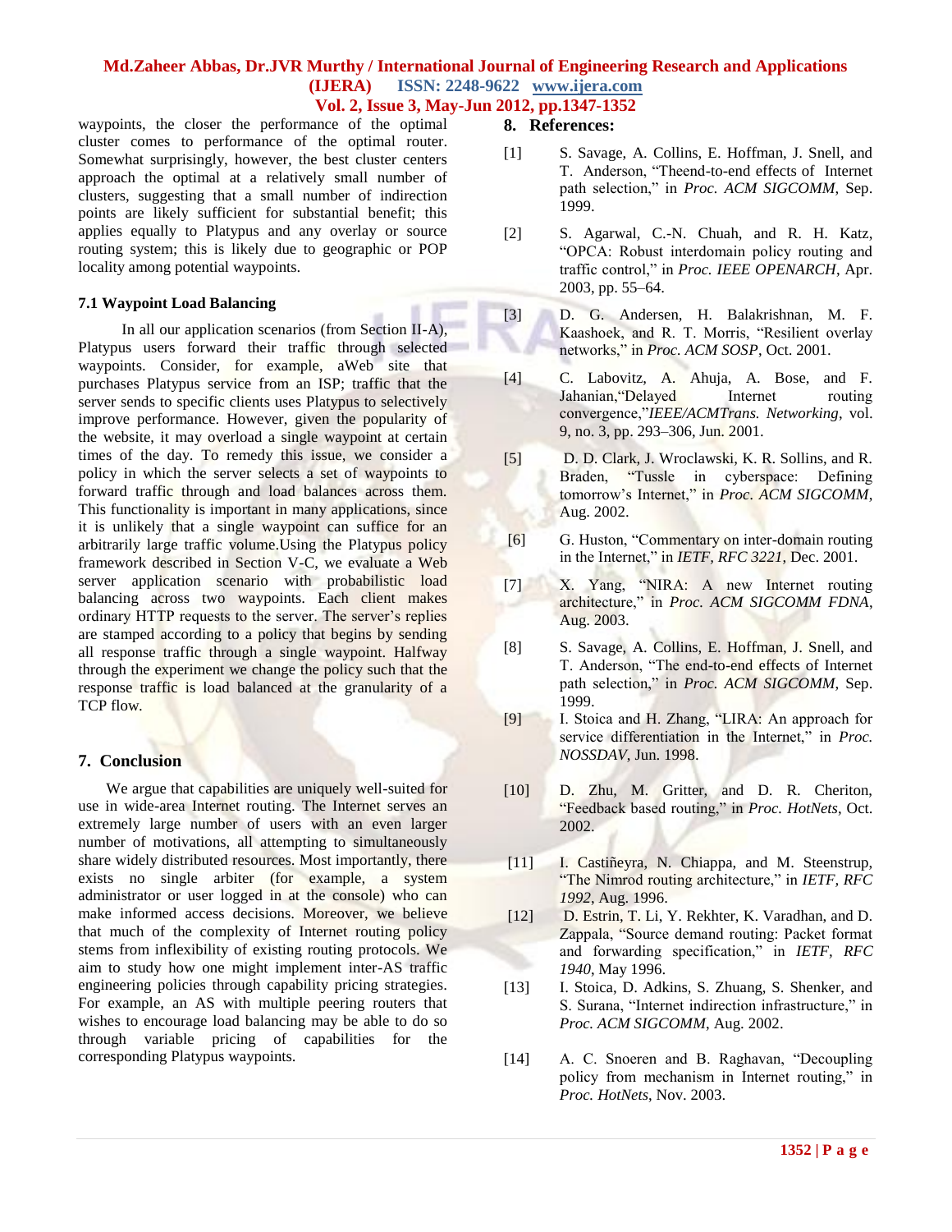waypoints, the closer the performance of the optimal cluster comes to performance of the optimal router. Somewhat surprisingly, however, the best cluster centers approach the optimal at a relatively small number of clusters, suggesting that a small number of indirection points are likely sufficient for substantial benefit; this applies equally to Platypus and any overlay or source routing system; this is likely due to geographic or POP locality among potential waypoints.

### 7.1 Waypoint Load Balancing

In all our application scenarios (from Section II-A), Platypus users forward their traffic through selected waypoints. Consider, for example, aWeb site that purchases Platypus service from an ISP; traffic that the server sends to specific clients uses Platypus to selectively improve performance. However, given the popularity of the website, it may overload a single waypoint at certain times of the day. To remedy this issue, we consider a policy in which the server selects a set of waypoints to forward traffic through and load balances across them. This functionality is important in many applications, since it is unlikely that a single waypoint can suffice for an arbitrarily large traffic volume.Using the Platypus policy framework described in Section V-C, we evaluate a Web server application scenario with probabilistic load balancing across two waypoints. Each client makes ordinary HTTP requests to the server. The server's replies are stamped according to a policy that begins by sending all response traffic through a single waypoint. Halfway through the experiment we change the policy such that the response traffic is load balanced at the granularity of a TCP flow.

## 7. Conclusion

We argue that capabilities are uniquely well-suited for use in wide-area Internet routing. The Internet serves an extremely large number of users with an even larger number of motivations, all attempting to simultaneously share widely distributed resources. Most importantly, there exists no single arbiter (for example, a system administrator or user logged in at the console) who can make informed access decisions. Moreover, we believe that much of the complexity of Internet routing policy stems from inflexibility of existing routing protocols. We aim to study how one might implement inter-AS traffic engineering policies through capability pricing strategies. For example, an AS with multiple peering routers that wishes to encourage load balancing may be able to do so through variable pricing of capabilities for the corresponding Platypus waypoints.

## 8. References:

[1] S. Savage, A. Collins, E. Hoffman, J. Snell, and T. Anderson, "Theend-to-end effects of Internet path selection," in *Proc. ACM SIGCOMM*, Sep. 1999.

[2] S. Agarwal, C.-N. Chuah, and R. H. Katz, "OPCA: Robust interdomain policy routing and traffic control," in *Proc. IEEE OPENARCH*, Apr. 2003, pp. 55–64.

[3] D. G. Andersen, H. Balakrishnan, M. F. Kaashoek, and R. T. Morris, "Resilient overlay networks," in *Proc. ACM SOSP*, Oct. 2001.

[4] C. Labovitz, A. Ahuja, A. Bose, and F. Jahanian,"Delayed Internet routing convergence,"*IEEE/ACMTrans. Networking*, vol. 9, no. 3, pp. 293–306, Jun. 2001.

[5] D. D. Clark, J. Wroclawski, K. R. Sollins, and R. Braden, "Tussle in cyberspace: Defining tomorrow's Internet," in *Proc. ACM SIGCOMM*, Aug. 2002.

[6] G. Huston, "Commentary on inter-domain routing in the Internet," in *IETF, RFC 3221*, Dec. 2001.

[7] X. Yang, "NIRA: A new Internet routing architecture," in *Proc. ACM SIGCOMM FDNA*, Aug. 2003.

[8] S. Savage, A. Collins, E. Hoffman, J. Snell, and T. Anderson, "The end-to-end effects of Internet path selection," in *Proc. ACM SIGCOMM*, Sep. 1999.

[9] I. Stoica and H. Zhang, "LIRA: An approach for service differentiation in the Internet," in *Proc. NOSSDAV*, Jun. 1998.

[10] D. Zhu, M. Gritter, and D. R. Cheriton, "Feedback based routing," in *Proc. HotNets*, Oct. 2002.

[11] I. Castiñeyra, N. Chiappa, and M. Steenstrup, "The Nimrod routing architecture," in *IETF, RFC 1992*, Aug. 1996.

[12] D. Estrin, T. Li, Y. Rekhter, K. Varadhan, and D. Zappala, "Source demand routing: Packet format and forwarding specification," in *IETF, RFC 1940*, May 1996.

[13] I. Stoica, D. Adkins, S. Zhuang, S. Shenker, and S. Surana, "Internet indirection infrastructure," in *Proc. ACM SIGCOMM*, Aug. 2002.

[14] A. C. Snoeren and B. Raghavan, "Decoupling policy from mechanism in Internet routing," in *Proc. HotNets*, Nov. 2003.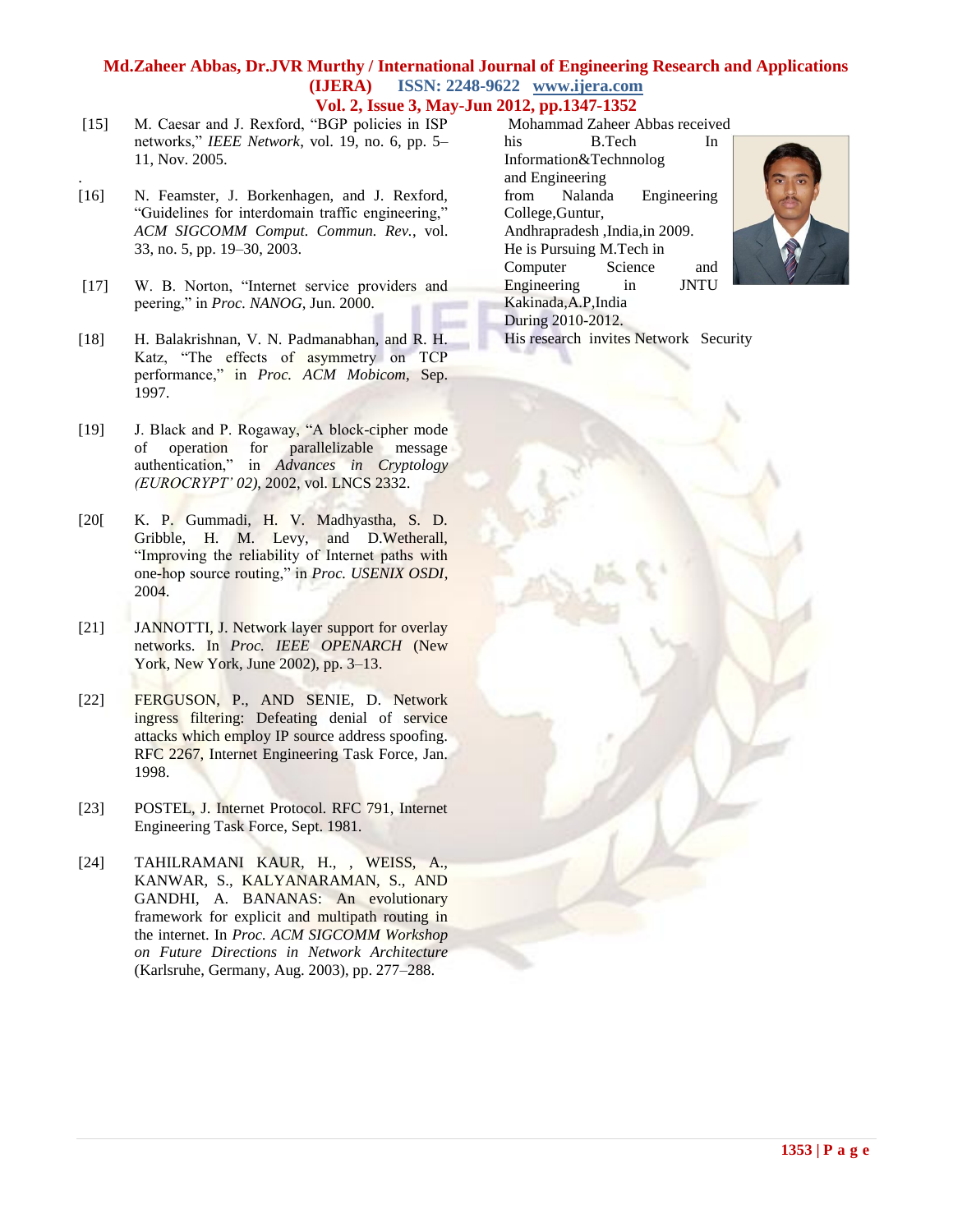[15] M. Caesar and J. Rexford, "BGP policies in ISP networks," *IEEE Network*, vol. 19, no. 6, pp. 5–11, Nov. 2005.

[16] N. Feamster, J. Borkenhagen, and J. Rexford, "Guidelines for interdomain traffic engineering," *ACM SIGCOMM Comput. Commun. Rev.*, vol. 33, no. 5, pp. 19–30, 2003.

[17] W. B. Norton, "Internet service providers and peering," in *Proc. NANOG*, Jun. 2000.

[18] H. Balakrishnan, V. N. Padmanabhan, and R. H. Katz, "The effects of asymmetry on TCP performance," in *Proc. ACM Mobicom*, Sep. 1997.

[19] J. Black and P. Rogaway, "A block-cipher mode of operation for parallelizable message authentication," in *Advances in Cryptology (EUROCRYPT' 02)*, 2002, vol. LNCS 2332.

[20[ K. P. Gummadi, H. V. Madhyastha, S. D. Gribble, H. M. Levy, and D.Wetherall, "Improving the reliability of Internet paths with one-hop source routing," in *Proc. USENIX OSDI*, 2004.

[21] JANNOTTI, J. Network layer support for overlay networks. In *Proc. IEEE OPENARCH* (New York, New York, June 2002), pp. 3–13.

[22] FERGUSON, P., AND SENIE, D. Network ingress filtering: Defeating denial of service attacks which employ IP source address spoofing. RFC 2267, Internet Engineering Task Force, Jan. 1998.

[23] POSTEL, J. Internet Protocol. RFC 791, Internet Engineering Task Force, Sept. 1981.

[24] TAHILRAMANI KAUR, H., , WEISS, A., KANWAR, S., KALYANARAMAN, S., AND GANDHI, A. BANANAS: An evolutionary framework for explicit and multipath routing in the internet. In *Proc. ACM SIGCOMM Workshop on Future Directions in Network Architecture* (Karlsruhe, Germany, Aug. 2003), pp. 277–288.

Mohammad Zaheer Abbas received his B.Tech In Information&Technnolog and Engineering from Nalanda Engineering College,Guntur, Andhrapradesh ,India,in 2009. He is Pursuing M.Tech in Computer Science and Engineering in JNTU Kakinada,A.P,India During 2010-2012. His research invites Network Security